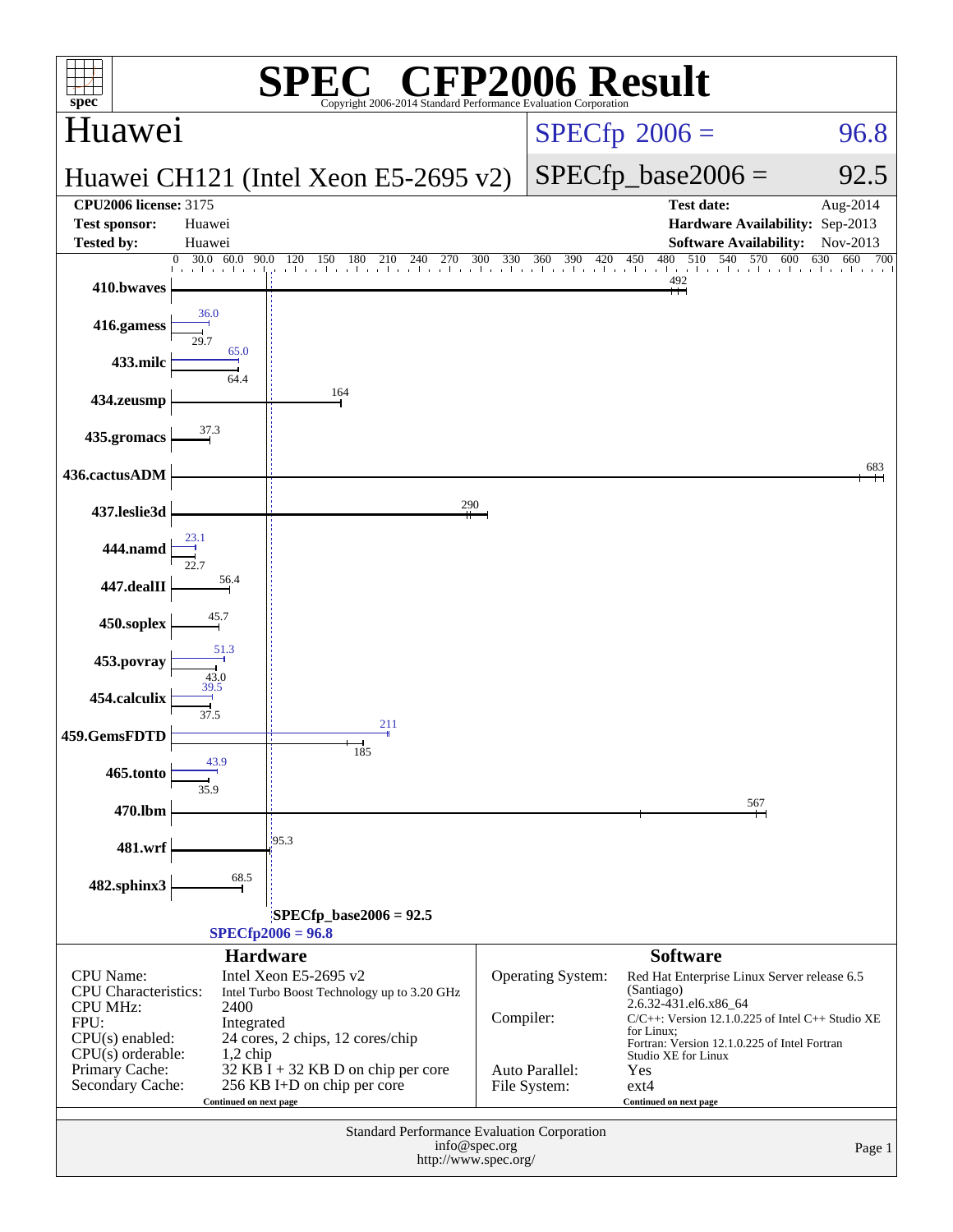# SPEC CFP2006 Result

Copyright 2006-2014 Standard Performance Evaluation Corporation

## Huawei

**Huawei CH121 (Intel Xeon E5-2695 v2)**

SPECfp 2006 = 96.8

SPECfp_base2006 = 92.5

| | | | |
|---|---|---|---|
| **CPU2006 license:** 3175 | | **Test date:** | Aug-2014 |
| **Test sponsor:** | Huawei | **Hardware Availability:** | Sep-2013 |
| **Tested by:** | Huawei | **Software Availability:** | Nov-2013 |

| Benchmark | Base | Peak |
|---|---|---|
| 410.bwaves | 492 | |
| 416.gamess | 29.7 | 36.0 |
| 433.milc | 64.4 | 65.0 |
| 434.zeusmp | 164 | |
| 435.gromacs | 37.3 | |
| 436.cactusADM | 683 | |
| 437.leslie3d | 290 | |
| 444.namd | 22.7 | 23.1 |
| 447.dealII | 56.4 | |
| 450.soplex | 45.7 | |
| 453.povray | 43.0 | 51.3 |
| 454.calculix | 37.5 | 39.5 |
| 459.GemsFDTD | 185 | 211 |
| 465.tonto | 35.9 | 43.9 |
| 470.lbm | 567 | |
| 481.wrf | 95.3 | |
| 482.sphinx3 | 68.5 | |

SPECfp_base2006 = 92.5

SPECfp2006 = 96.8

## Hardware

| | |
|---|---|
| CPU Name: | Intel Xeon E5-2695 v2 |
| CPU Characteristics: | Intel Turbo Boost Technology up to 3.20 GHz |
| CPU MHz: | 2400 |
| FPU: | Integrated |
| CPU(s) enabled: | 24 cores, 2 chips, 12 cores/chip |
| CPU(s) orderable: | 1,2 chip |
| Primary Cache: | 32 KB I + 32 KB D on chip per core |
| Secondary Cache: | 256 KB I+D on chip per core |

Continued on next page

## Software

| | |
|---|---|
| Operating System: | Red Hat Enterprise Linux Server release 6.5 (Santiago) 2.6.32-431.el6.x86_64 |
| Compiler: | C/C++: Version 12.1.0.225 of Intel C++ Studio XE for Linux; Fortran: Version 12.1.0.225 of Intel Fortran Studio XE for Linux |
| Auto Parallel: | Yes |
| File System: | ext4 |

Continued on next page

Standard Performance Evaluation Corporation
info@spec.org
http://www.spec.org/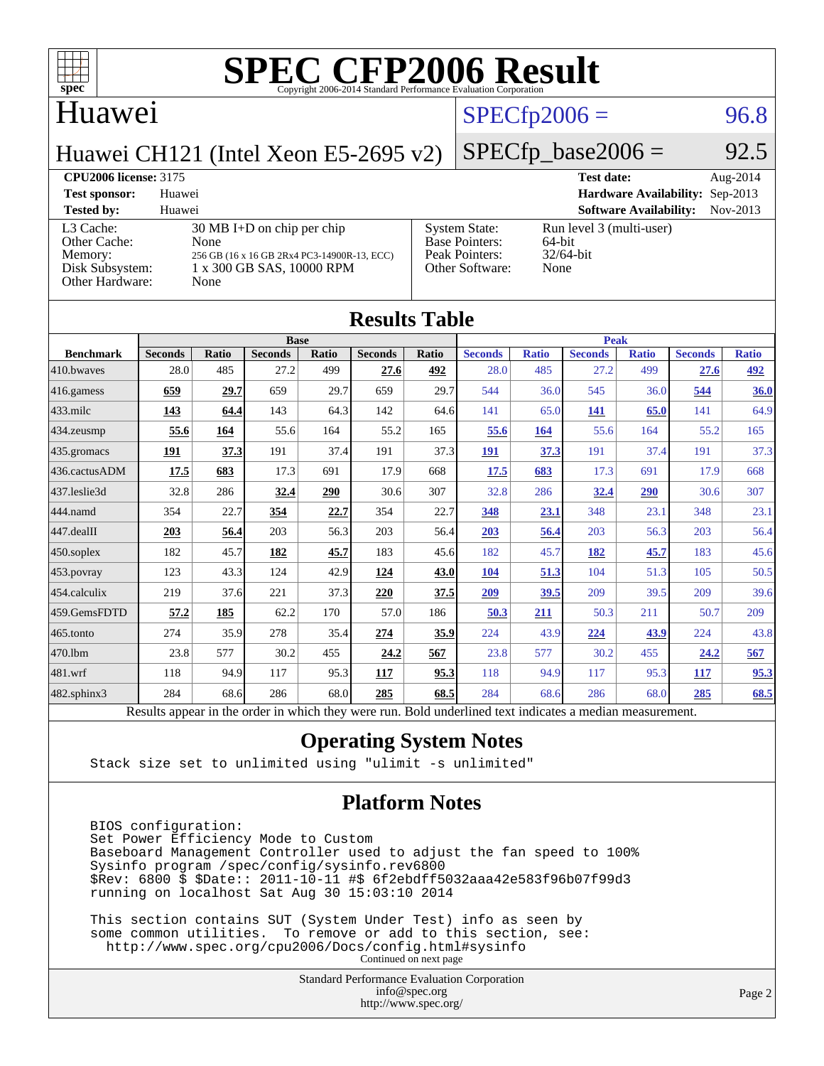# SPEC CFP2006 Result

Copyright 2006-2014 Standard Performance Evaluation Corporation

## Huawei

**SPECfp2006 = 96.8**

Huawei CH121 (Intel Xeon E5-2695 v2)

**SPECfp_base2006 = 92.5**

| | | | |
|---|---|---|---|
| **CPU2006 license:** 3175 | | **Test date:** | Aug-2014 |
| **Test sponsor:** | Huawei | **Hardware Availability:** | Sep-2013 |
| **Tested by:** | Huawei | **Software Availability:** | Nov-2013 |

| | | | |
|---|---|---|---|
| L3 Cache: | 30 MB I+D on chip per chip | System State: | Run level 3 (multi-user) |
| Other Cache: | None | Base Pointers: | 64-bit |
| Memory: | 256 GB (16 x 16 GB 2Rx4 PC3-14900R-13, ECC) | Peak Pointers: | 32/64-bit |
| Disk Subsystem: | 1 x 300 GB SAS, 10000 RPM | Other Software: | None |
| Other Hardware: | None | | |

## Results Table

| | Base | | | | | | Peak | | | | | |
|---|---|---|---|---|---|---|---|---|---|---|---|---|
| **Benchmark** | **Seconds** | **Ratio** | **Seconds** | **Ratio** | **Seconds** | **Ratio** | **Seconds** | **Ratio** | **Seconds** | **Ratio** | **Seconds** | **Ratio** |
| 410.bwaves | 28.0 | 485 | 27.2 | 499 | **27.6** | **492** | 28.0 | 485 | 27.2 | 499 | **27.6** | **492** |
| 416.gamess | **659** | **29.7** | 659 | 29.7 | 659 | 29.7 | 544 | 36.0 | 545 | 36.0 | **544** | **36.0** |
| 433.milc | **143** | **64.4** | 143 | 64.3 | 142 | 64.6 | 141 | 65.0 | **141** | **65.0** | 141 | 64.9 |
| 434.zeusmp | **55.6** | **164** | 55.6 | 164 | 55.2 | 165 | **55.6** | **164** | 55.6 | 164 | 55.2 | 165 |
| 435.gromacs | **191** | **37.3** | 191 | 37.4 | 191 | 37.3 | **191** | **37.3** | 191 | 37.4 | 191 | 37.3 |
| 436.cactusADM | **17.5** | **683** | 17.3 | 691 | 17.9 | 668 | **17.5** | **683** | 17.3 | 691 | 17.9 | 668 |
| 437.leslie3d | 32.8 | 286 | **32.4** | **290** | 30.6 | 307 | 32.8 | 286 | **32.4** | **290** | 30.6 | 307 |
| 444.namd | 354 | 22.7 | **354** | **22.7** | 354 | 22.7 | **348** | **23.1** | 348 | 23.1 | 348 | 23.1 |
| 447.dealII | **203** | **56.4** | 203 | 56.3 | 203 | 56.4 | **203** | **56.4** | 203 | 56.3 | 203 | 56.4 |
| 450.soplex | 182 | 45.7 | **182** | **45.7** | 183 | 45.6 | 182 | 45.7 | **182** | **45.7** | 183 | 45.6 |
| 453.povray | 123 | 43.3 | 124 | 42.9 | **124** | **43.0** | **104** | **51.3** | 104 | 51.3 | 105 | 50.5 |
| 454.calculix | 219 | 37.6 | 221 | 37.3 | **220** | **37.5** | **209** | **39.5** | 209 | 39.5 | 209 | 39.6 |
| 459.GemsFDTD | **57.2** | **185** | 62.2 | 170 | 57.0 | 186 | **50.3** | **211** | 50.3 | 211 | 50.7 | 209 |
| 465.tonto | 274 | 35.9 | 278 | 35.4 | **274** | **35.9** | 224 | 43.9 | **224** | **43.9** | 224 | 43.8 |
| 470.lbm | 23.8 | 577 | 30.2 | 455 | **24.2** | **567** | 23.8 | 577 | 30.2 | 455 | **24.2** | **567** |
| 481.wrf | 118 | 94.9 | 117 | 95.3 | **117** | **95.3** | 118 | 94.9 | 117 | 95.3 | **117** | **95.3** |
| 482.sphinx3 | 284 | 68.6 | 286 | 68.0 | **285** | **68.5** | 284 | 68.6 | 286 | 68.0 | **285** | **68.5** |

Results appear in the order in which they were run. Bold underlined text indicates a median measurement.

## Operating System Notes

```
Stack size set to unlimited using "ulimit -s unlimited"
```

## Platform Notes

```
BIOS configuration:
Set Power Efficiency Mode to Custom
Baseboard Management Controller used to adjust the fan speed to 100%
Sysinfo program /spec/config/sysinfo.rev6800
$Rev: 6800 $ $Date:: 2011-10-11 #$ 6f2ebdff5032aaa42e583f96b07f99d3
running on localhost Sat Aug 30 15:03:10 2014

This section contains SUT (System Under Test) info as seen by
some common utilities.  To remove or add to this section, see:
  http://www.spec.org/cpu2006/Docs/config.html#sysinfo
```

Continued on next page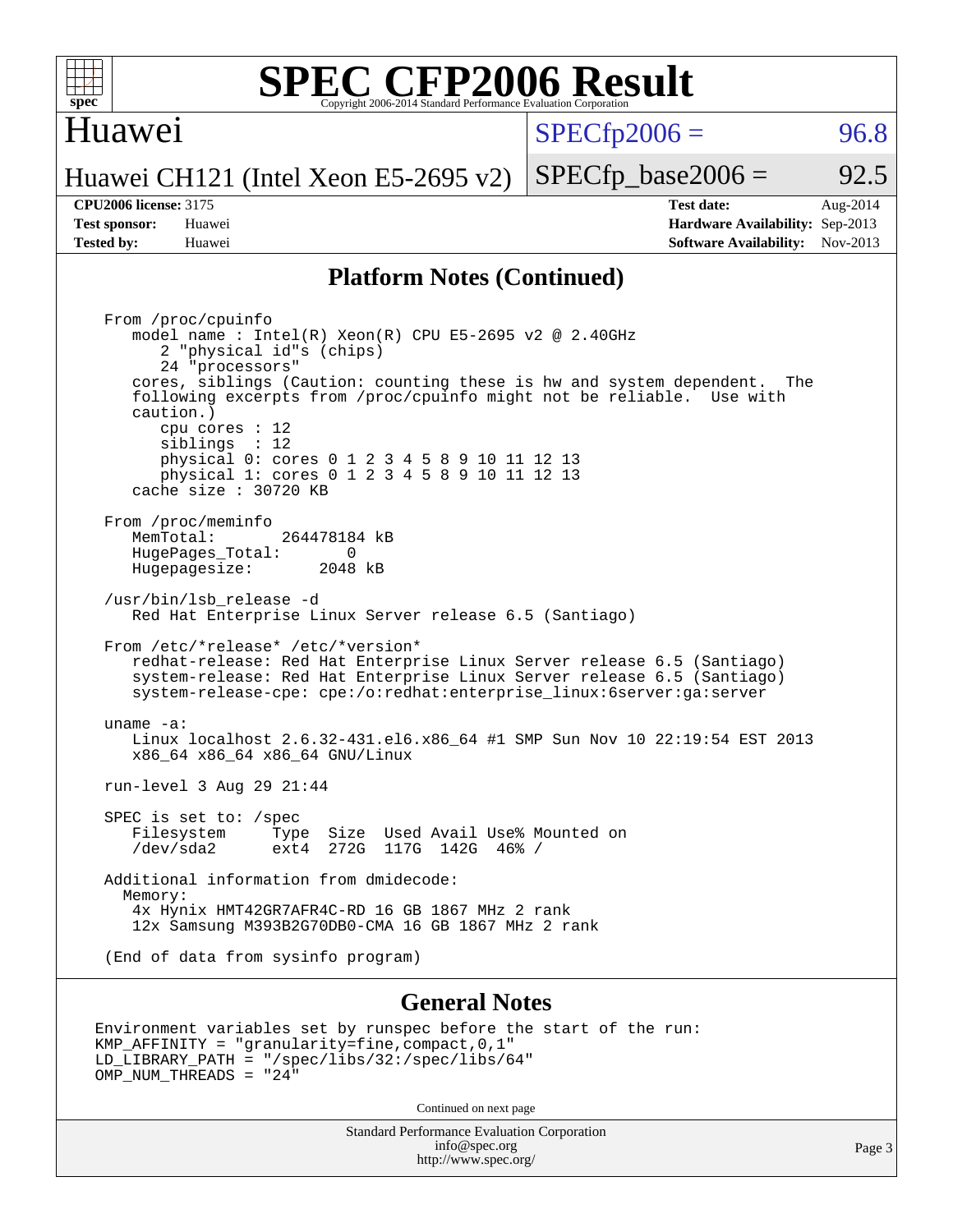## Platform Notes (Continued)

```
From /proc/cpuinfo
   model name : Intel(R) Xeon(R) CPU E5-2695 v2 @ 2.40GHz
      2 "physical id"s (chips)
      24 "processors"
   cores, siblings (Caution: counting these is hw and system dependent.  The
   following excerpts from /proc/cpuinfo might not be reliable.  Use with
   caution.)
      cpu cores : 12
      siblings  : 12
      physical 0: cores 0 1 2 3 4 5 8 9 10 11 12 13
      physical 1: cores 0 1 2 3 4 5 8 9 10 11 12 13
   cache size : 30720 KB

From /proc/meminfo
   MemTotal:       264478184 kB
   HugePages_Total:       0
   Hugepagesize:       2048 kB

/usr/bin/lsb_release -d
   Red Hat Enterprise Linux Server release 6.5 (Santiago)

From /etc/*release* /etc/*version*
   redhat-release: Red Hat Enterprise Linux Server release 6.5 (Santiago)
   system-release: Red Hat Enterprise Linux Server release 6.5 (Santiago)
   system-release-cpe: cpe:/o:redhat:enterprise_linux:6server:ga:server

uname -a:
   Linux localhost 2.6.32-431.el6.x86_64 #1 SMP Sun Nov 10 22:19:54 EST 2013
   x86_64 x86_64 x86_64 GNU/Linux

run-level 3 Aug 29 21:44

SPEC is set to: /spec
   Filesystem     Type  Size  Used Avail Use% Mounted on
   /dev/sda2      ext4  272G  117G  142G  46% /

Additional information from dmidecode:
  Memory:
   4x Hynix HMT42GR7AFR4C-RD 16 GB 1867 MHz 2 rank
   12x Samsung M393B2G70DB0-CMA 16 GB 1867 MHz 2 rank

(End of data from sysinfo program)
```

## General Notes

```
Environment variables set by runspec before the start of the run:
KMP_AFFINITY = "granularity=fine,compact,0,1"
LD_LIBRARY_PATH = "/spec/libs/32:/spec/libs/64"
OMP_NUM_THREADS = "24"
```

Continued on next page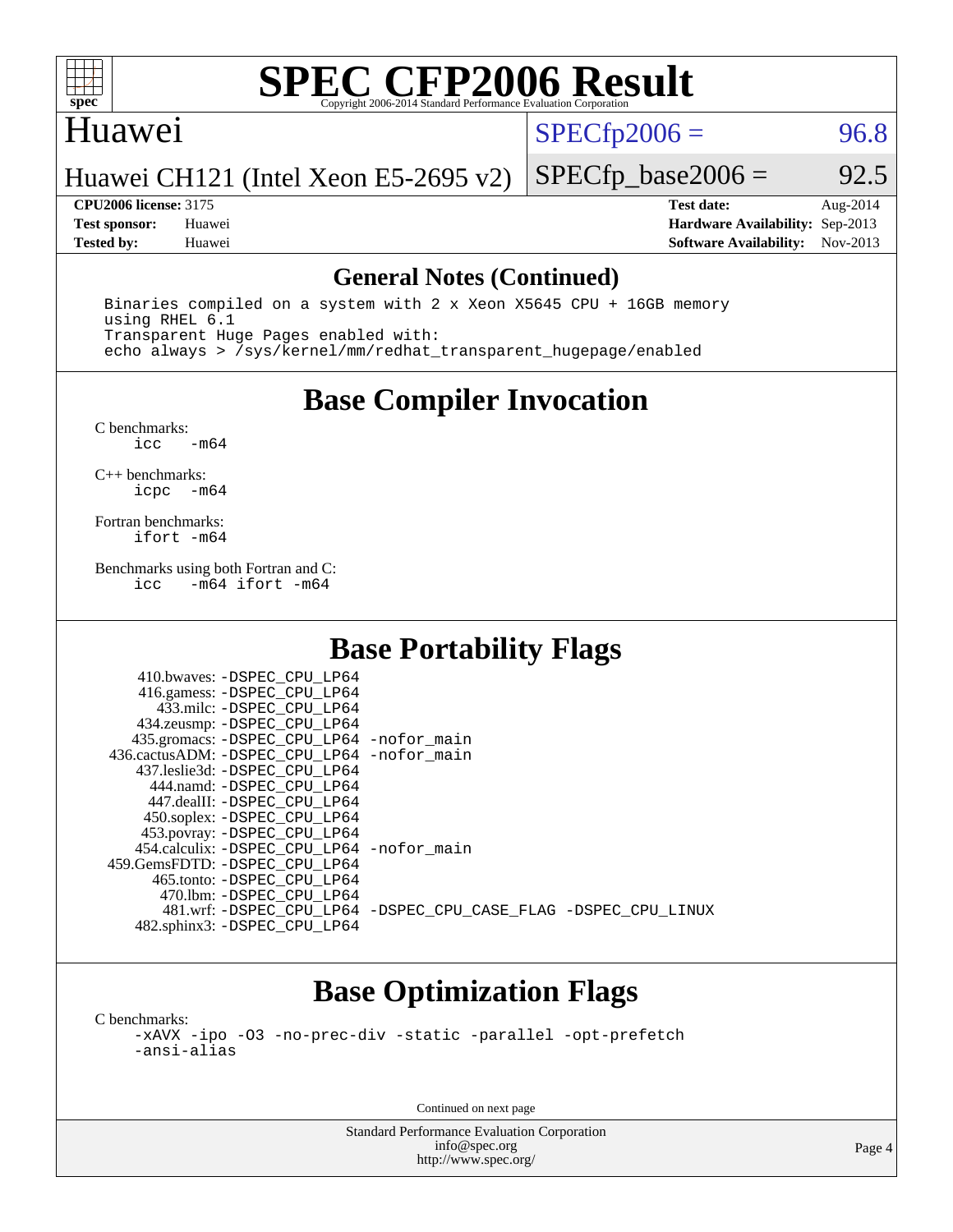## General Notes (Continued)

```
Binaries compiled on a system with 2 x Xeon X5645 CPU + 16GB memory
using RHEL 6.1
Transparent Huge Pages enabled with:
echo always > /sys/kernel/mm/redhat_transparent_hugepage/enabled
```

## Base Compiler Invocation

C benchmarks:
```
icc   -m64
```

C++ benchmarks:
```
icpc  -m64
```

Fortran benchmarks:
```
ifort -m64
```

Benchmarks using both Fortran and C:
```
icc   -m64 ifort -m64
```

## Base Portability Flags

| Benchmark | Flags |
|---|---|
| 410.bwaves: | -DSPEC_CPU_LP64 |
| 416.gamess: | -DSPEC_CPU_LP64 |
| 433.milc: | -DSPEC_CPU_LP64 |
| 434.zeusmp: | -DSPEC_CPU_LP64 |
| 435.gromacs: | -DSPEC_CPU_LP64 -nofor_main |
| 436.cactusADM: | -DSPEC_CPU_LP64 -nofor_main |
| 437.leslie3d: | -DSPEC_CPU_LP64 |
| 444.namd: | -DSPEC_CPU_LP64 |
| 447.dealII: | -DSPEC_CPU_LP64 |
| 450.soplex: | -DSPEC_CPU_LP64 |
| 453.povray: | -DSPEC_CPU_LP64 |
| 454.calculix: | -DSPEC_CPU_LP64 -nofor_main |
| 459.GemsFDTD: | -DSPEC_CPU_LP64 |
| 465.tonto: | -DSPEC_CPU_LP64 |
| 470.lbm: | -DSPEC_CPU_LP64 |
| 481.wrf: | -DSPEC_CPU_LP64 -DSPEC_CPU_CASE_FLAG -DSPEC_CPU_LINUX |
| 482.sphinx3: | -DSPEC_CPU_LP64 |

## Base Optimization Flags

C benchmarks:
```
-xAVX -ipo -O3 -no-prec-div -static -parallel -opt-prefetch
-ansi-alias
```

Continued on next page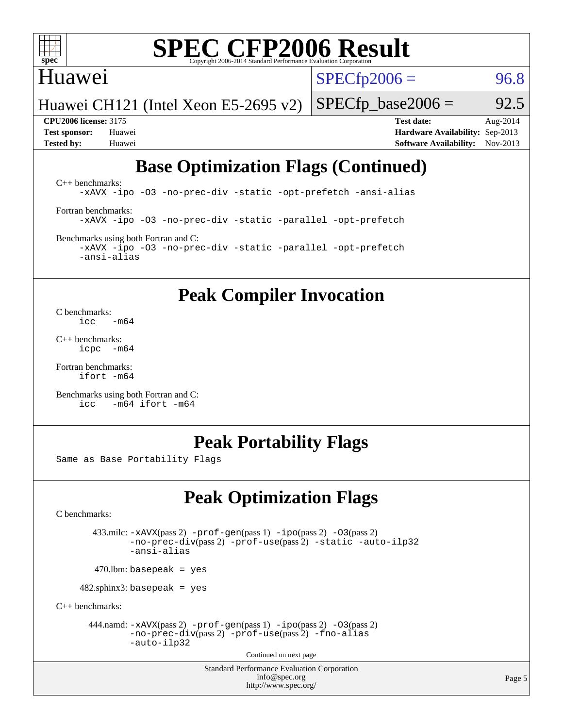# SPEC CFP2006 Result

Copyright 2006-2014 Standard Performance Evaluation Corporation

**Huawei**

**Huawei CH121 (Intel Xeon E5-2695 v2)**

SPECfp2006 = 96.8

SPECfp_base2006 = 92.5

| | | | |
|---|---|---|---|
| **CPU2006 license:** 3175 | | **Test date:** | Aug-2014 |
| **Test sponsor:** | Huawei | **Hardware Availability:** | Sep-2013 |
| **Tested by:** | Huawei | **Software Availability:** | Nov-2013 |

## Base Optimization Flags (Continued)

C++ benchmarks:

```
-xAVX -ipo -O3 -no-prec-div -static -opt-prefetch -ansi-alias
```

Fortran benchmarks:

```
-xAVX -ipo -O3 -no-prec-div -static -parallel -opt-prefetch
```

Benchmarks using both Fortran and C:

```
-xAVX -ipo -O3 -no-prec-div -static -parallel -opt-prefetch
-ansi-alias
```

## Peak Compiler Invocation

C benchmarks:

```
icc   -m64
```

C++ benchmarks:

```
icpc  -m64
```

Fortran benchmarks:

```
ifort -m64
```

Benchmarks using both Fortran and C:

```
icc   -m64 ifort -m64
```

## Peak Portability Flags

Same as Base Portability Flags

## Peak Optimization Flags

C benchmarks:

433.milc: -xAVX(pass 2) -prof-gen(pass 1) -ipo(pass 2) -O3(pass 2) -no-prec-div(pass 2) -prof-use(pass 2) -static -auto-ilp32 -ansi-alias

470.lbm: basepeak = yes

482.sphinx3: basepeak = yes

C++ benchmarks:

444.namd: -xAVX(pass 2) -prof-gen(pass 1) -ipo(pass 2) -O3(pass 2) -no-prec-div(pass 2) -prof-use(pass 2) -fno-alias -auto-ilp32

Continued on next page

Standard Performance Evaluation Corporation
info@spec.org
http://www.spec.org/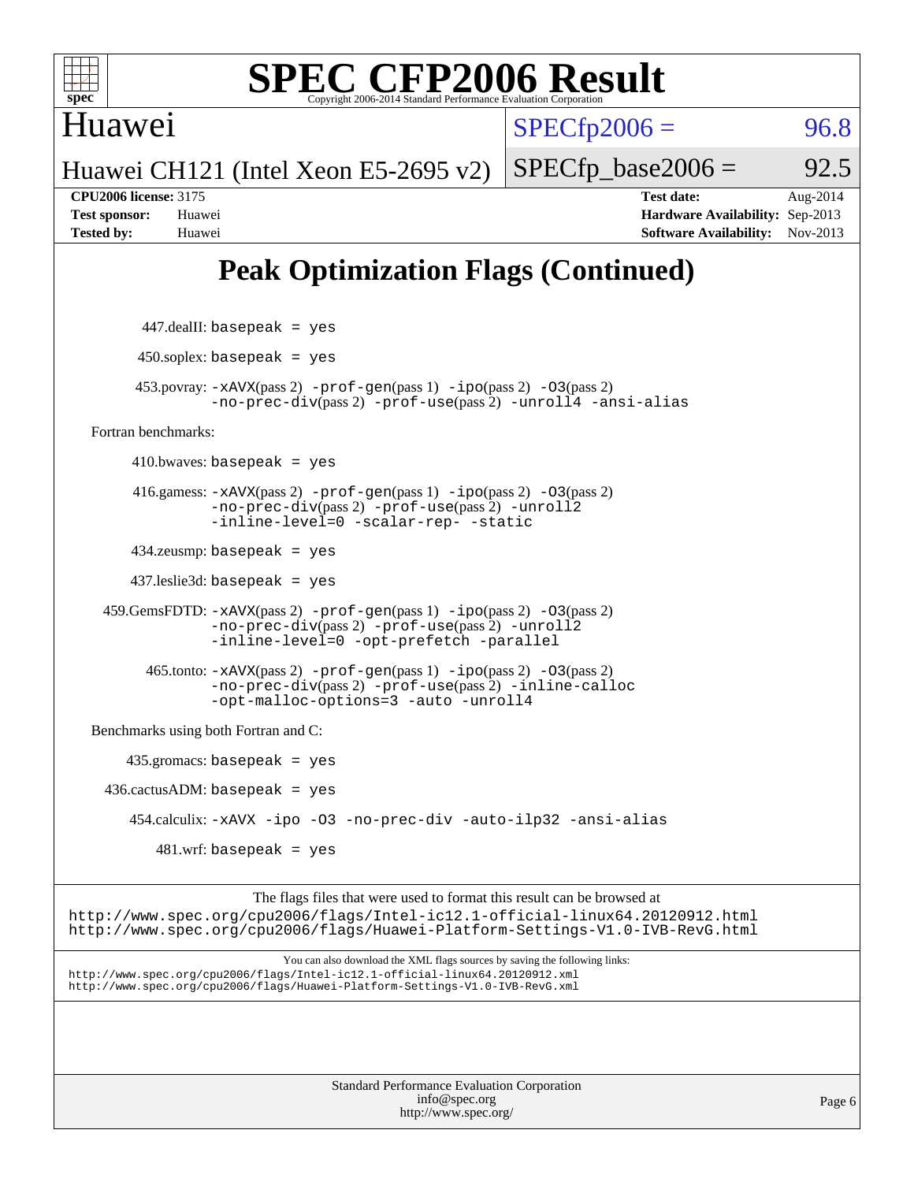# SPEC CFP2006 Result

Copyright 2006-2014 Standard Performance Evaluation Corporation

Huawei

Huawei CH121 (Intel Xeon E5-2695 v2)

SPECfp2006 = 96.8

SPECfp_base2006 = 92.5

**CPU2006 license:** 3175
**Test sponsor:** Huawei
**Tested by:** Huawei

**Test date:** Aug-2014
**Hardware Availability:** Sep-2013
**Software Availability:** Nov-2013

## Peak Optimization Flags (Continued)

447.dealII: `basepeak = yes`

450.soplex: `basepeak = yes`

453.povray: `-xAVX`(pass 2) `-prof-gen`(pass 1) `-ipo`(pass 2) `-O3`(pass 2) `-no-prec-div`(pass 2) `-prof-use`(pass 2) `-unroll4 -ansi-alias`

Fortran benchmarks:

410.bwaves: `basepeak = yes`

416.gamess: `-xAVX`(pass 2) `-prof-gen`(pass 1) `-ipo`(pass 2) `-O3`(pass 2) `-no-prec-div`(pass 2) `-prof-use`(pass 2) `-unroll2 -inline-level=0 -scalar-rep- -static`

434.zeusmp: `basepeak = yes`

437.leslie3d: `basepeak = yes`

459.GemsFDTD: `-xAVX`(pass 2) `-prof-gen`(pass 1) `-ipo`(pass 2) `-O3`(pass 2) `-no-prec-div`(pass 2) `-prof-use`(pass 2) `-unroll2 -inline-level=0 -opt-prefetch -parallel`

465.tonto: `-xAVX`(pass 2) `-prof-gen`(pass 1) `-ipo`(pass 2) `-O3`(pass 2) `-no-prec-div`(pass 2) `-prof-use`(pass 2) `-inline-calloc -opt-malloc-options=3 -auto -unroll4`

Benchmarks using both Fortran and C:

435.gromacs: `basepeak = yes`

436.cactusADM: `basepeak = yes`

454.calculix: `-xAVX -ipo -O3 -no-prec-div -auto-ilp32 -ansi-alias`

481.wrf: `basepeak = yes`

The flags files that were used to format this result can be browsed at
http://www.spec.org/cpu2006/flags/Intel-ic12.1-official-linux64.20120912.html
http://www.spec.org/cpu2006/flags/Huawei-Platform-Settings-V1.0-IVB-RevG.html

You can also download the XML flags sources by saving the following links:
http://www.spec.org/cpu2006/flags/Intel-ic12.1-official-linux64.20120912.xml
http://www.spec.org/cpu2006/flags/Huawei-Platform-Settings-V1.0-IVB-RevG.xml

Standard Performance Evaluation Corporation
info@spec.org
http://www.spec.org/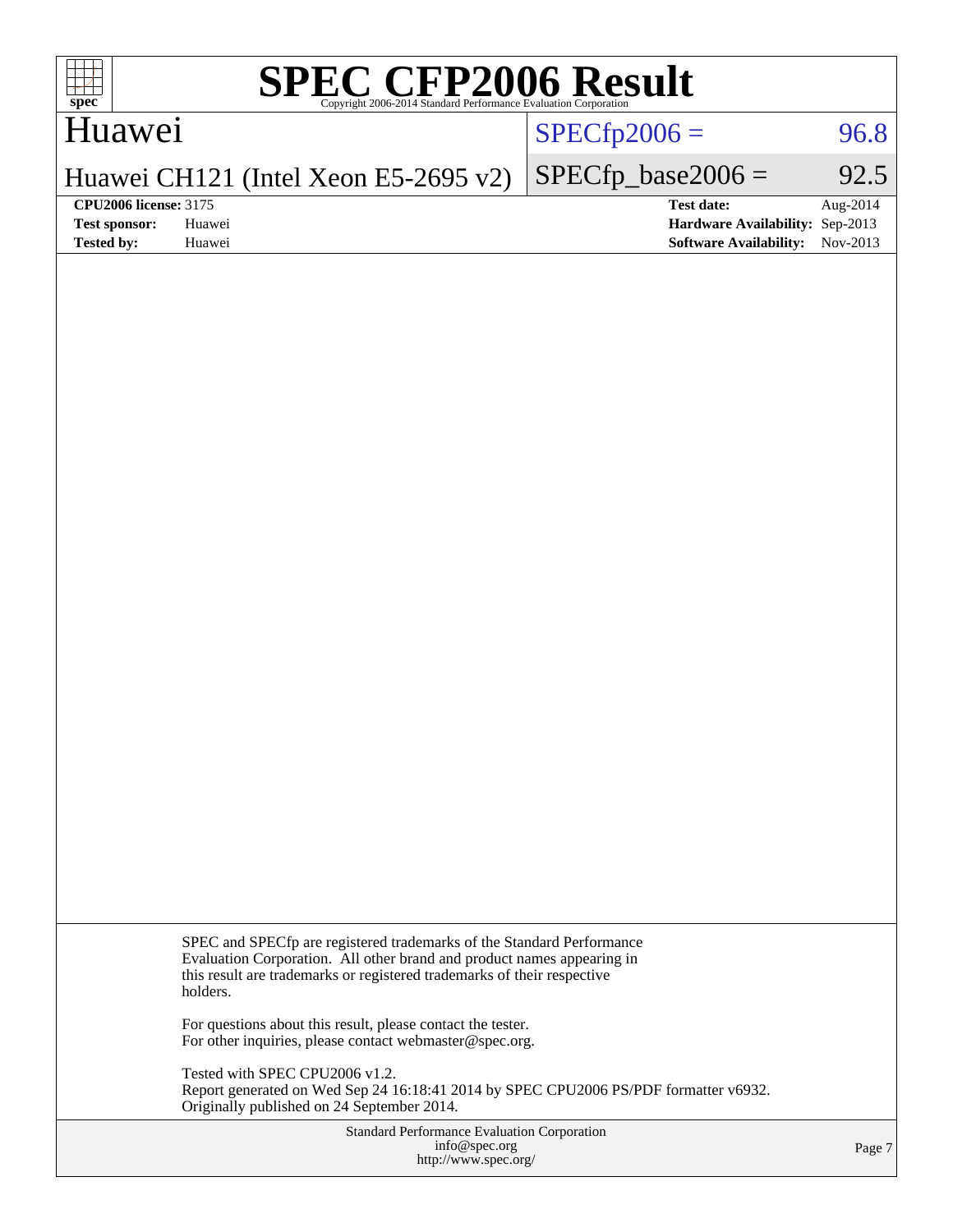SPEC and SPECfp are registered trademarks of the Standard Performance Evaluation Corporation. All other brand and product names appearing in this result are trademarks or registered trademarks of their respective holders.

For questions about this result, please contact the tester.
For other inquiries, please contact webmaster@spec.org.

Tested with SPEC CPU2006 v1.2.
Report generated on Wed Sep 24 16:18:41 2014 by SPEC CPU2006 PS/PDF formatter v6932.
Originally published on 24 September 2014.